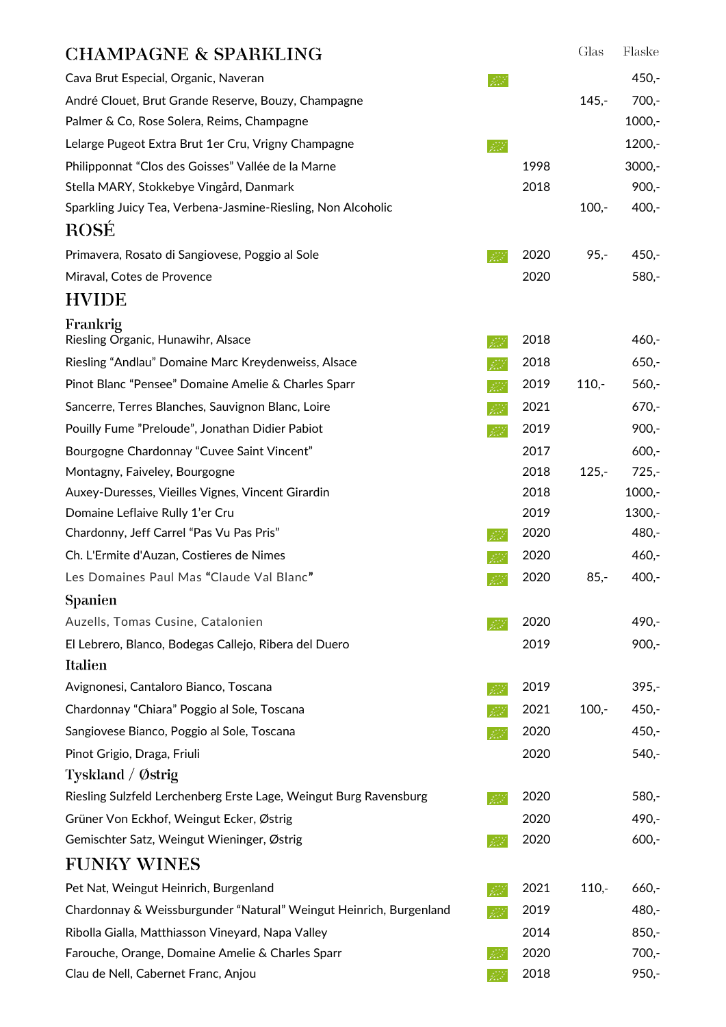## CHAMPAGNE & SPARKLING

| | | Årgang | Glas | Flaske |
|---|---|---|---|---|
| Cava Brut Especial, Organic, Naveran | Økologisk | | | 450,- |
| André Clouet, Brut Grande Reserve, Bouzy, Champagne | | | 145,- | 700,- |
| Palmer & Co, Rose Solera, Reims, Champagne | | | | 1000,- |
| Lelarge Pugeot Extra Brut 1er Cru, Vrigny Champagne | Økologisk | | | 1200,- |
| Philipponnat “Clos des Goisses” Vallée de la Marne | | 1998 | | 3000,- |
| Stella MARY, Stokkebye Vingård, Danmark | | 2018 | | 900,- |
| Sparkling Juicy Tea, Verbena-Jasmine-Riesling, Non Alcoholic | | | 100,- | 400,- |

## ROSÉ

| | | Årgang | Glas | Flaske |
|---|---|---|---|---|
| Primavera, Rosato di Sangiovese, Poggio al Sole | Økologisk | 2020 | 95,- | 450,- |
| Miraval, Cotes de Provence | | 2020 | | 580,- |

## HVIDE

### Frankrig

| | | Årgang | Glas | Flaske |
|---|---|---|---|---|
| Riesling Organic, Hunawihr, Alsace | Økologisk | 2018 | | 460,- |
| Riesling “Andlau” Domaine Marc Kreydenweiss, Alsace | Økologisk | 2018 | | 650,- |
| Pinot Blanc “Pensee” Domaine Amelie & Charles Sparr | Økologisk | 2019 | 110,- | 560,- |
| Sancerre, Terres Blanches, Sauvignon Blanc, Loire | Økologisk | 2021 | | 670,- |
| Pouilly Fume ”Preloude”, Jonathan Didier Pabiot | Økologisk | 2019 | | 900,- |
| Bourgogne Chardonnay “Cuvee Saint Vincent” | | 2017 | | 600,- |
| Montagny, Faiveley, Bourgogne | | 2018 | 125,- | 725,- |
| Auxey-Duresses, Vieilles Vignes, Vincent Girardin | | 2018 | | 1000,- |
| Domaine Leflaive Rully 1’er Cru | | 2019 | | 1300,- |
| Chardonny, Jeff Carrel “Pas Vu Pas Pris” | Økologisk | 2020 | | 480,- |
| Ch. L'Ermite d'Auzan, Costieres de Nimes | Økologisk | 2020 | | 460,- |
| Les Domaines Paul Mas “Claude Val Blanc” | Økologisk | 2020 | 85,- | 400,- |

### Spanien

| | | Årgang | Glas | Flaske |
|---|---|---|---|---|
| Auzells, Tomas Cusine, Catalonien | Økologisk | 2020 | | 490,- |
| El Lebrero, Blanco, Bodegas Callejo, Ribera del Duero | | 2019 | | 900,- |

### Italien

| | | Årgang | Glas | Flaske |
|---|---|---|---|---|
| Avignonesi, Cantaloro Bianco, Toscana | Økologisk | 2019 | | 395,- |
| Chardonnay “Chiara” Poggio al Sole, Toscana | Økologisk | 2021 | 100,- | 450,- |
| Sangiovese Bianco, Poggio al Sole, Toscana | Økologisk | 2020 | | 450,- |
| Pinot Grigio, Draga, Friuli | | 2020 | | 540,- |

### Tyskland / Østrig

| | | Årgang | Glas | Flaske |
|---|---|---|---|---|
| Riesling Sulzfeld Lerchenberg Erste Lage, Weingut Burg Ravensburg | Økologisk | 2020 | | 580,- |
| Grüner Von Eckhof, Weingut Ecker, Østrig | | 2020 | | 490,- |
| Gemischter Satz, Weingut Wieninger, Østrig | Økologisk | 2020 | | 600,- |

## FUNKY WINES

| | | Årgang | Glas | Flaske |
|---|---|---|---|---|
| Pet Nat, Weingut Heinrich, Burgenland | Økologisk | 2021 | 110,- | 660,- |
| Chardonnay & Weissburgunder “Natural” Weingut Heinrich, Burgenland | Økologisk | 2019 | | 480,- |
| Ribolla Gialla, Matthiasson Vineyard, Napa Valley | | 2014 | | 850,- |
| Farouche, Orange, Domaine Amelie & Charles Sparr | Økologisk | 2020 | | 700,- |
| Clau de Nell, Cabernet Franc, Anjou | Økologisk | 2018 | | 950,- |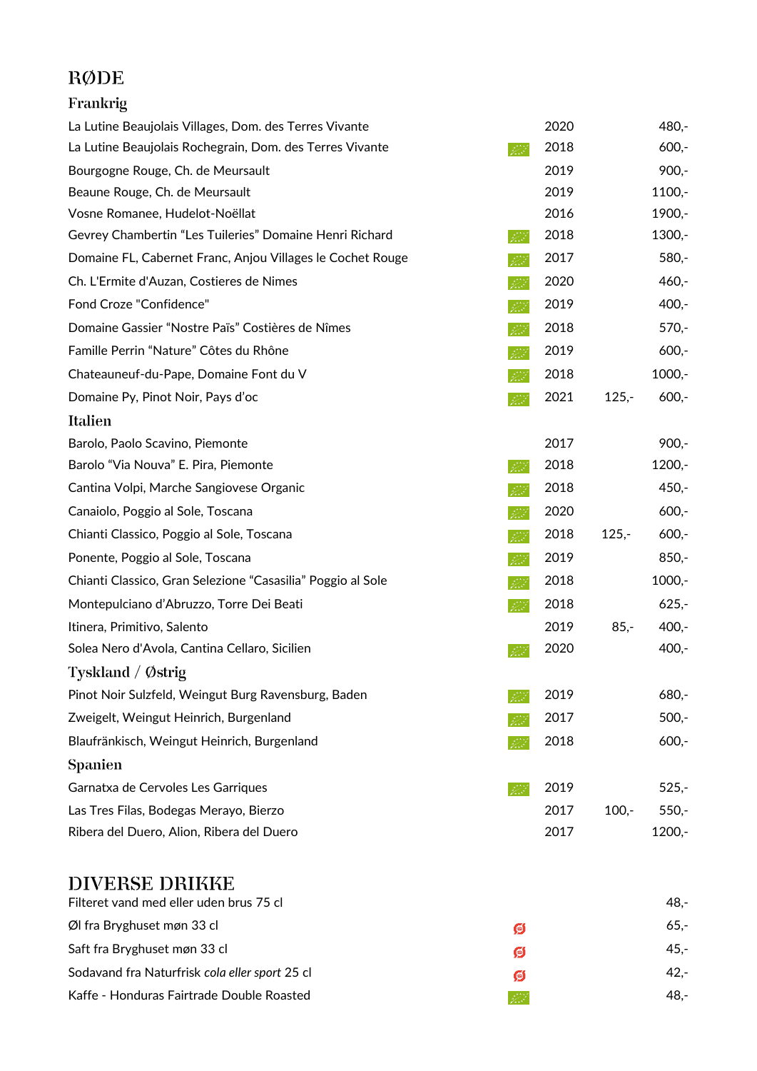# RØDE

## Frankrig

| | | | | |
|---|---|---|---|---|
| La Lutine Beaujolais Villages, Dom. des Terres Vivante | | 2020 | | 480,- |
| La Lutine Beaujolais Rochegrain, Dom. des Terres Vivante | Ø | 2018 | | 600,- |
| Bourgogne Rouge, Ch. de Meursault | | 2019 | | 900,- |
| Beaune Rouge, Ch. de Meursault | | 2019 | | 1100,- |
| Vosne Romanee, Hudelot-Noëllat | | 2016 | | 1900,- |
| Gevrey Chambertin "Les Tuileries" Domaine Henri Richard | Ø | 2018 | | 1300,- |
| Domaine FL, Cabernet Franc, Anjou Villages le Cochet Rouge | Ø | 2017 | | 580,- |
| Ch. L'Ermite d'Auzan, Costieres de Nimes | Ø | 2020 | | 460,- |
| Fond Croze "Confidence" | Ø | 2019 | | 400,- |
| Domaine Gassier "Nostre Païs" Costières de Nîmes | Ø | 2018 | | 570,- |
| Famille Perrin "Nature" Côtes du Rhône | Ø | 2019 | | 600,- |
| Chateauneuf-du-Pape, Domaine Font du V | Ø | 2018 | | 1000,- |
| Domaine Py, Pinot Noir, Pays d'oc | Ø | 2021 | 125,- | 600,- |

## Italien

| | | | | |
|---|---|---|---|---|
| Barolo, Paolo Scavino, Piemonte | | 2017 | | 900,- |
| Barolo "Via Nouva" E. Pira, Piemonte | Ø | 2018 | | 1200,- |
| Cantina Volpi, Marche Sangiovese Organic | Ø | 2018 | | 450,- |
| Canaiolo, Poggio al Sole, Toscana | Ø | 2020 | | 600,- |
| Chianti Classico, Poggio al Sole, Toscana | Ø | 2018 | 125,- | 600,- |
| Ponente, Poggio al Sole, Toscana | Ø | 2019 | | 850,- |
| Chianti Classico, Gran Selezione "Casasilia" Poggio al Sole | Ø | 2018 | | 1000,- |
| Montepulciano d'Abruzzo, Torre Dei Beati | Ø | 2018 | | 625,- |
| Itinera, Primitivo, Salento | | 2019 | 85,- | 400,- |
| Solea Nero d'Avola, Cantina Cellaro, Sicilien | Ø | 2020 | | 400,- |

## Tyskland / Østrig

| | | | | |
|---|---|---|---|---|
| Pinot Noir Sulzfeld, Weingut Burg Ravensburg, Baden | Ø | 2019 | | 680,- |
| Zweigelt, Weingut Heinrich, Burgenland | Ø | 2017 | | 500,- |
| Blaufränkisch, Weingut Heinrich, Burgenland | Ø | 2018 | | 600,- |

## Spanien

| | | | | |
|---|---|---|---|---|
| Garnatxa de Cervoles Les Garriques | Ø | 2019 | | 525,- |
| Las Tres Filas, Bodegas Merayo, Bierzo | | 2017 | 100,- | 550,- |
| Ribera del Duero, Alion, Ribera del Duero | | 2017 | | 1200,- |

# DIVERSE DRIKKE

| | | |
|---|---|---|
| Filteret vand med eller uden brus 75 cl | | 48,- |
| Øl fra Bryghuset møn 33 cl | Ø | 65,- |
| Saft fra Bryghuset møn 33 cl | Ø | 45,- |
| Sodavand fra Naturfrisk *cola eller sport* 25 cl | Ø | 42,- |
| Kaffe - Honduras Fairtrade Double Roasted | Ø | 48,- |